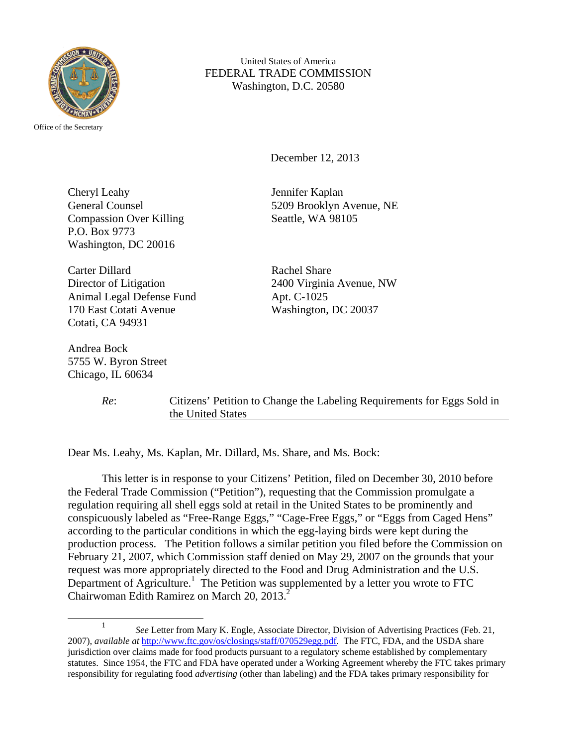United States of America
FEDERAL TRADE COMMISSION
Washington, D.C. 20580

Office of the Secretary

December 12, 2013

Cheryl Leahy
General Counsel
Compassion Over Killing
P.O. Box 9773
Washington, DC 20016

Jennifer Kaplan
5209 Brooklyn Avenue, NE
Seattle, WA 98105

Carter Dillard
Director of Litigation
Animal Legal Defense Fund
170 East Cotati Avenue
Cotati, CA 94931

Rachel Share
2400 Virginia Avenue, NW
Apt. C-1025
Washington, DC 20037

Andrea Bock
5755 W. Byron Street
Chicago, IL 60634

*Re*: Citizens' Petition to Change the Labeling Requirements for Eggs Sold in the United States

Dear Ms. Leahy, Ms. Kaplan, Mr. Dillard, Ms. Share, and Ms. Bock:

This letter is in response to your Citizens' Petition, filed on December 30, 2010 before the Federal Trade Commission ("Petition"), requesting that the Commission promulgate a regulation requiring all shell eggs sold at retail in the United States to be prominently and conspicuously labeled as "Free-Range Eggs," "Cage-Free Eggs," or "Eggs from Caged Hens" according to the particular conditions in which the egg-laying birds were kept during the production process. The Petition follows a similar petition you filed before the Commission on February 21, 2007, which Commission staff denied on May 29, 2007 on the grounds that your request was more appropriately directed to the Food and Drug Administration and the U.S. Department of Agriculture.[1] The Petition was supplemented by a letter you wrote to FTC Chairwoman Edith Ramirez on March 20, 2013.[2]

[1] *See* Letter from Mary K. Engle, Associate Director, Division of Advertising Practices (Feb. 21, 2007), *available at* http://www.ftc.gov/os/closings/staff/070529egg.pdf. The FTC, FDA, and the USDA share jurisdiction over claims made for food products pursuant to a regulatory scheme established by complementary statutes. Since 1954, the FTC and FDA have operated under a Working Agreement whereby the FTC takes primary responsibility for regulating food *advertising* (other than labeling) and the FDA takes primary responsibility for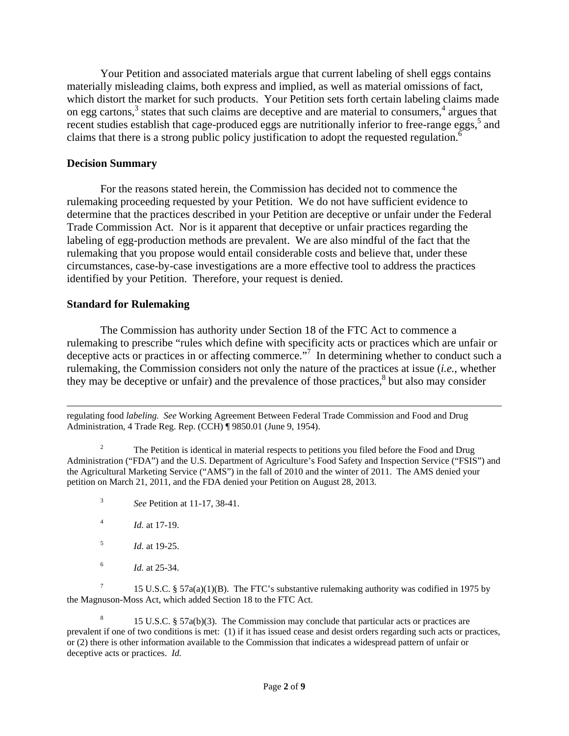Your Petition and associated materials argue that current labeling of shell eggs contains materially misleading claims, both express and implied, as well as material omissions of fact, which distort the market for such products. Your Petition sets forth certain labeling claims made on egg cartons,[3] states that such claims are deceptive and are material to consumers,[4] argues that recent studies establish that cage-produced eggs are nutritionally inferior to free-range eggs,[5] and claims that there is a strong public policy justification to adopt the requested regulation.[6]

**Decision Summary**

For the reasons stated herein, the Commission has decided not to commence the rulemaking proceeding requested by your Petition. We do not have sufficient evidence to determine that the practices described in your Petition are deceptive or unfair under the Federal Trade Commission Act. Nor is it apparent that deceptive or unfair practices regarding the labeling of egg-production methods are prevalent. We are also mindful of the fact that the rulemaking that you propose would entail considerable costs and believe that, under these circumstances, case-by-case investigations are a more effective tool to address the practices identified by your Petition. Therefore, your request is denied.

**Standard for Rulemaking**

The Commission has authority under Section 18 of the FTC Act to commence a rulemaking to prescribe "rules which define with specificity acts or practices which are unfair or deceptive acts or practices in or affecting commerce."[7] In determining whether to conduct such a rulemaking, the Commission considers not only the nature of the practices at issue (*i.e.*, whether they may be deceptive or unfair) and the prevalence of those practices,[8] but also may consider

---

regulating food *labeling*. *See* Working Agreement Between Federal Trade Commission and Food and Drug Administration, 4 Trade Reg. Rep. (CCH) ¶ 9850.01 (June 9, 1954).

[2] The Petition is identical in material respects to petitions you filed before the Food and Drug Administration ("FDA") and the U.S. Department of Agriculture's Food Safety and Inspection Service ("FSIS") and the Agricultural Marketing Service ("AMS") in the fall of 2010 and the winter of 2011. The AMS denied your petition on March 21, 2011, and the FDA denied your Petition on August 28, 2013.

[3] *See* Petition at 11-17, 38-41.

[4] *Id.* at 17-19.

[5] *Id.* at 19-25.

[6] *Id.* at 25-34.

[7] 15 U.S.C. § 57a(a)(1)(B). The FTC's substantive rulemaking authority was codified in 1975 by the Magnuson-Moss Act, which added Section 18 to the FTC Act.

[8] 15 U.S.C. § 57a(b)(3). The Commission may conclude that particular acts or practices are prevalent if one of two conditions is met: (1) if it has issued cease and desist orders regarding such acts or practices, or (2) there is other information available to the Commission that indicates a widespread pattern of unfair or deceptive acts or practices. *Id.*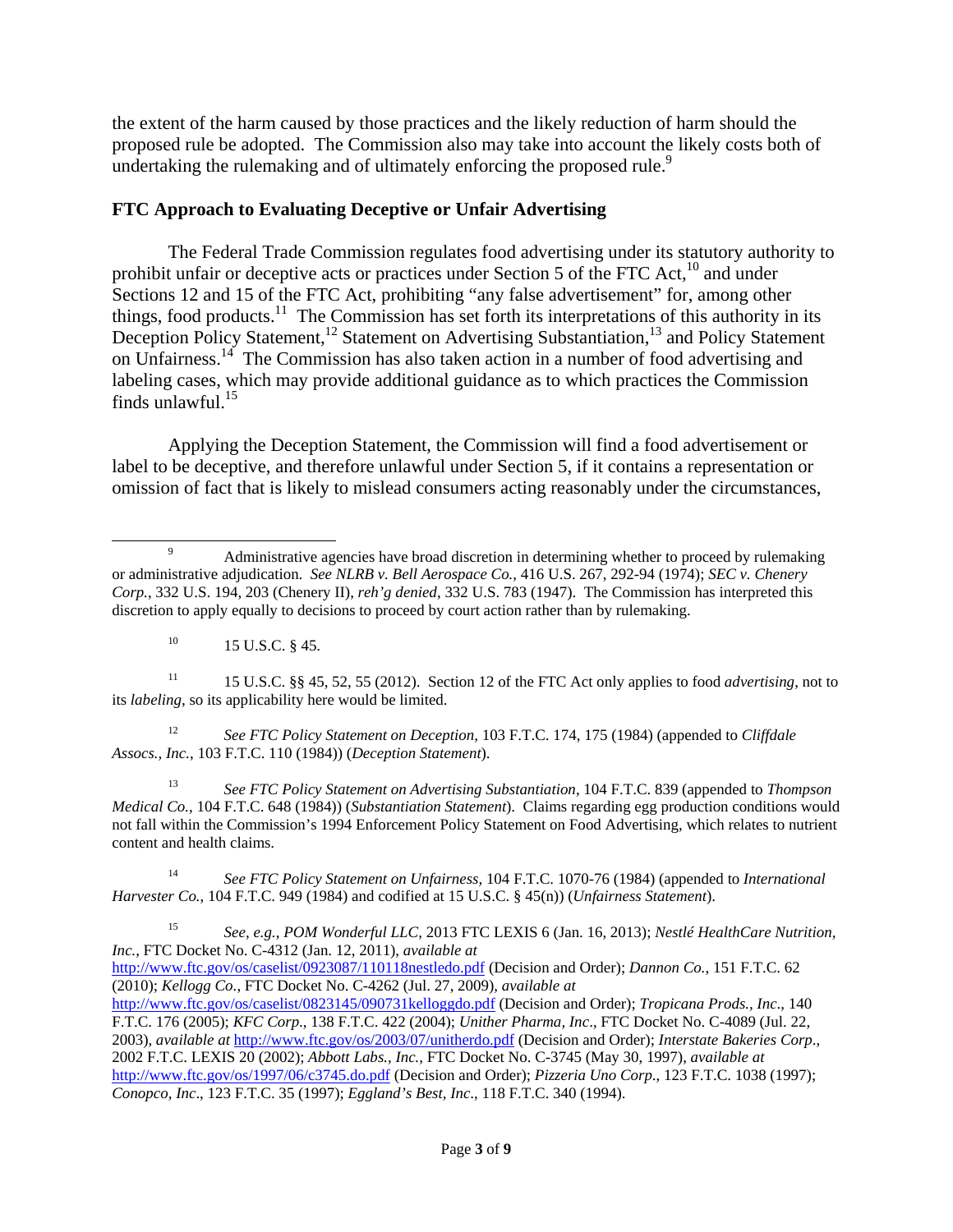the extent of the harm caused by those practices and the likely reduction of harm should the proposed rule be adopted. The Commission also may take into account the likely costs both of undertaking the rulemaking and of ultimately enforcing the proposed rule.[9]

## FTC Approach to Evaluating Deceptive or Unfair Advertising

The Federal Trade Commission regulates food advertising under its statutory authority to prohibit unfair or deceptive acts or practices under Section 5 of the FTC Act,[10] and under Sections 12 and 15 of the FTC Act, prohibiting "any false advertisement" for, among other things, food products.[11] The Commission has set forth its interpretations of this authority in its Deception Policy Statement,[12] Statement on Advertising Substantiation,[13] and Policy Statement on Unfairness.[14] The Commission has also taken action in a number of food advertising and labeling cases, which may provide additional guidance as to which practices the Commission finds unlawful.[15]

Applying the Deception Statement, the Commission will find a food advertisement or label to be deceptive, and therefore unlawful under Section 5, if it contains a representation or omission of fact that is likely to mislead consumers acting reasonably under the circumstances,

---

[9] Administrative agencies have broad discretion in determining whether to proceed by rulemaking or administrative adjudication. *See NLRB v. Bell Aerospace Co.*, 416 U.S. 267, 292-94 (1974); *SEC v. Chenery Corp.*, 332 U.S. 194, 203 (Chenery II), *reh'g denied*, 332 U.S. 783 (1947). The Commission has interpreted this discretion to apply equally to decisions to proceed by court action rather than by rulemaking.

[10] 15 U.S.C. § 45.

[11] 15 U.S.C. §§ 45, 52, 55 (2012). Section 12 of the FTC Act only applies to food *advertising*, not to its *labeling*, so its applicability here would be limited.

[12] *See FTC Policy Statement on Deception*, 103 F.T.C. 174, 175 (1984) (appended to *Cliffdale Assocs., Inc.*, 103 F.T.C. 110 (1984)) (*Deception Statement*).

[13] *See FTC Policy Statement on Advertising Substantiation*, 104 F.T.C. 839 (appended to *Thompson Medical Co.*, 104 F.T.C. 648 (1984)) (*Substantiation Statement*). Claims regarding egg production conditions would not fall within the Commission's 1994 Enforcement Policy Statement on Food Advertising, which relates to nutrient content and health claims.

[14] *See FTC Policy Statement on Unfairness*, 104 F.T.C. 1070-76 (1984) (appended to *International Harvester Co.*, 104 F.T.C. 949 (1984) and codified at 15 U.S.C. § 45(n)) (*Unfairness Statement*).

[15] *See, e.g.*, *POM Wonderful LLC*, 2013 FTC LEXIS 6 (Jan. 16, 2013); *Nestlé HealthCare Nutrition, Inc.*, FTC Docket No. C-4312 (Jan. 12, 2011), *available at* http://www.ftc.gov/os/caselist/0923087/110118nestledo.pdf (Decision and Order); *Dannon Co.*, 151 F.T.C. 62 (2010); *Kellogg Co.*, FTC Docket No. C-4262 (Jul. 27, 2009), *available at* http://www.ftc.gov/os/caselist/0823145/090731kelloggdo.pdf (Decision and Order); *Tropicana Prods., Inc*., 140 F.T.C. 176 (2005); *KFC Corp*., 138 F.T.C. 422 (2004); *Unither Pharma, Inc*., FTC Docket No. C-4089 (Jul. 22, 2003), *available at* http://www.ftc.gov/os/2003/07/unitherdo.pdf (Decision and Order); *Interstate Bakeries Corp.*, 2002 F.T.C. LEXIS 20 (2002); *Abbott Labs., Inc.*, FTC Docket No. C-3745 (May 30, 1997), *available at* http://www.ftc.gov/os/1997/06/c3745.do.pdf (Decision and Order); *Pizzeria Uno Corp.*, 123 F.T.C. 1038 (1997); *Conopco, Inc*., 123 F.T.C. 35 (1997); *Eggland's Best, Inc*., 118 F.T.C. 340 (1994).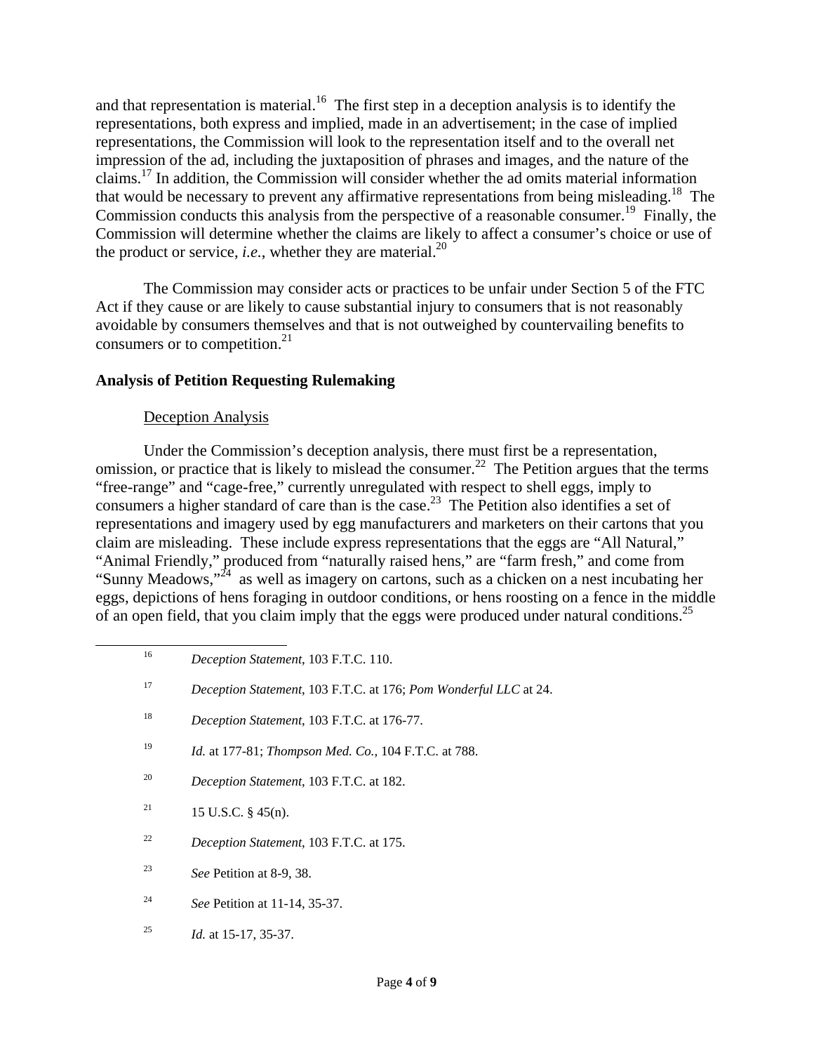and that representation is material.[16] The first step in a deception analysis is to identify the representations, both express and implied, made in an advertisement; in the case of implied representations, the Commission will look to the representation itself and to the overall net impression of the ad, including the juxtaposition of phrases and images, and the nature of the claims.[17] In addition, the Commission will consider whether the ad omits material information that would be necessary to prevent any affirmative representations from being misleading.[18] The Commission conducts this analysis from the perspective of a reasonable consumer.[19] Finally, the Commission will determine whether the claims are likely to affect a consumer's choice or use of the product or service, *i.e.*, whether they are material.[20]

The Commission may consider acts or practices to be unfair under Section 5 of the FTC Act if they cause or are likely to cause substantial injury to consumers that is not reasonably avoidable by consumers themselves and that is not outweighed by countervailing benefits to consumers or to competition.[21]

**Analysis of Petition Requesting Rulemaking**

<u>Deception Analysis</u>

Under the Commission's deception analysis, there must first be a representation, omission, or practice that is likely to mislead the consumer.[22] The Petition argues that the terms "free-range" and "cage-free," currently unregulated with respect to shell eggs, imply to consumers a higher standard of care than is the case.[23] The Petition also identifies a set of representations and imagery used by egg manufacturers and marketers on their cartons that you claim are misleading. These include express representations that the eggs are "All Natural," "Animal Friendly," produced from "naturally raised hens," are "farm fresh," and come from "Sunny Meadows,"[24] as well as imagery on cartons, such as a chicken on a nest incubating her eggs, depictions of hens foraging in outdoor conditions, or hens roosting on a fence in the middle of an open field, that you claim imply that the eggs were produced under natural conditions.[25]

---

[16] *Deception Statement*, 103 F.T.C. 110.

[17] *Deception Statement*, 103 F.T.C. at 176; *Pom Wonderful LLC* at 24.

[18] *Deception Statement*, 103 F.T.C. at 176-77.

[19] *Id.* at 177-81; *Thompson Med. Co.*, 104 F.T.C. at 788.

[20] *Deception Statement*, 103 F.T.C. at 182.

[21] 15 U.S.C. § 45(n).

[22] *Deception Statement*, 103 F.T.C. at 175.

[23] *See* Petition at 8-9, 38.

[24] *See* Petition at 11-14, 35-37.

[25] *Id.* at 15-17, 35-37.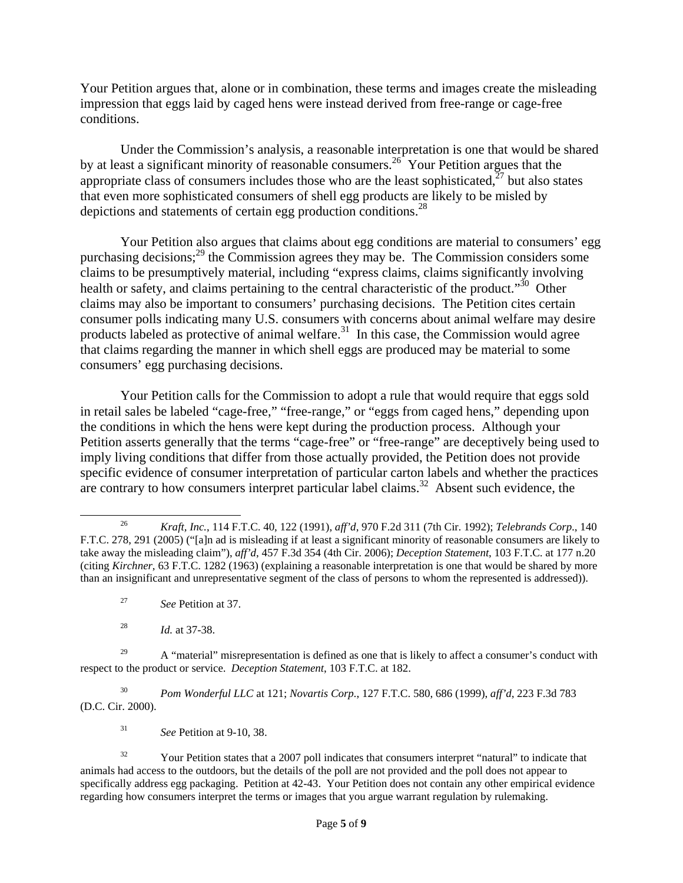Your Petition argues that, alone or in combination, these terms and images create the misleading impression that eggs laid by caged hens were instead derived from free-range or cage-free conditions.

Under the Commission's analysis, a reasonable interpretation is one that would be shared by at least a significant minority of reasonable consumers.[26] Your Petition argues that the appropriate class of consumers includes those who are the least sophisticated,[27] but also states that even more sophisticated consumers of shell egg products are likely to be misled by depictions and statements of certain egg production conditions.[28]

Your Petition also argues that claims about egg conditions are material to consumers' egg purchasing decisions;[29] the Commission agrees they may be. The Commission considers some claims to be presumptively material, including "express claims, claims significantly involving health or safety, and claims pertaining to the central characteristic of the product."[30] Other claims may also be important to consumers' purchasing decisions. The Petition cites certain consumer polls indicating many U.S. consumers with concerns about animal welfare may desire products labeled as protective of animal welfare.[31] In this case, the Commission would agree that claims regarding the manner in which shell eggs are produced may be material to some consumers' egg purchasing decisions.

Your Petition calls for the Commission to adopt a rule that would require that eggs sold in retail sales be labeled "cage-free," "free-range," or "eggs from caged hens," depending upon the conditions in which the hens were kept during the production process. Although your Petition asserts generally that the terms "cage-free" or "free-range" are deceptively being used to imply living conditions that differ from those actually provided, the Petition does not provide specific evidence of consumer interpretation of particular carton labels and whether the practices are contrary to how consumers interpret particular label claims.[32] Absent such evidence, the

---

[26] *Kraft, Inc.*, 114 F.T.C. 40, 122 (1991), *aff'd*, 970 F.2d 311 (7th Cir. 1992); *Telebrands Corp.*, 140 F.T.C. 278, 291 (2005) ("[a]n ad is misleading if at least a significant minority of reasonable consumers are likely to take away the misleading claim"), *aff'd*, 457 F.3d 354 (4th Cir. 2006); *Deception Statement*, 103 F.T.C. at 177 n.20 (citing *Kirchner*, 63 F.T.C. 1282 (1963) (explaining a reasonable interpretation is one that would be shared by more than an insignificant and unrepresentative segment of the class of persons to whom the represented is addressed)).

[27] *See* Petition at 37.

[28] *Id.* at 37-38.

[29] A "material" misrepresentation is defined as one that is likely to affect a consumer's conduct with respect to the product or service. *Deception Statement*, 103 F.T.C. at 182.

[30] *Pom Wonderful LLC* at 121; *Novartis Corp.*, 127 F.T.C. 580, 686 (1999), *aff'd*, 223 F.3d 783 (D.C. Cir. 2000).

[31] *See* Petition at 9-10, 38.

[32] Your Petition states that a 2007 poll indicates that consumers interpret "natural" to indicate that animals had access to the outdoors, but the details of the poll are not provided and the poll does not appear to specifically address egg packaging. Petition at 42-43. Your Petition does not contain any other empirical evidence regarding how consumers interpret the terms or images that you argue warrant regulation by rulemaking.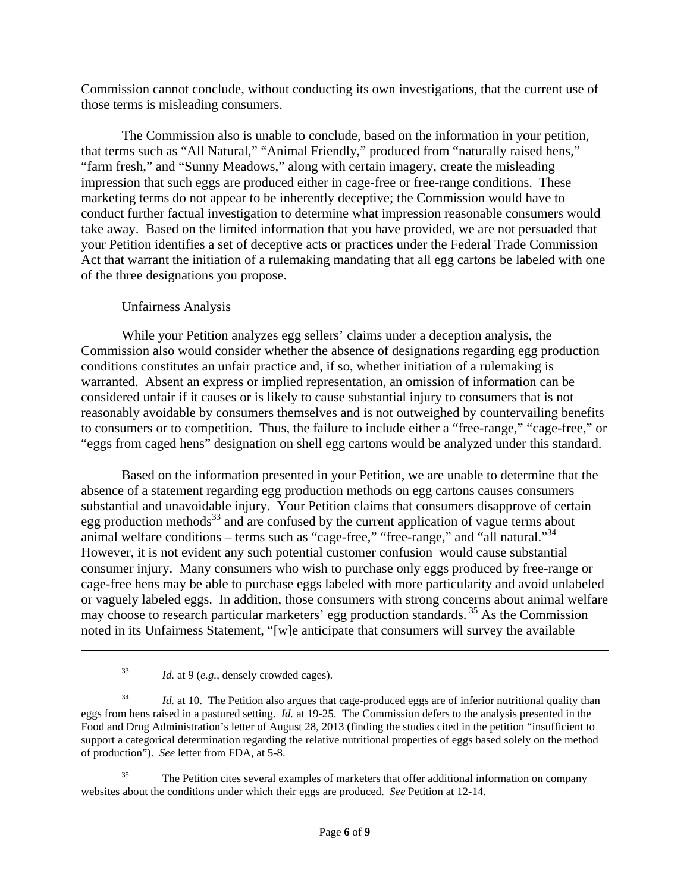Commission cannot conclude, without conducting its own investigations, that the current use of those terms is misleading consumers.

The Commission also is unable to conclude, based on the information in your petition, that terms such as "All Natural," "Animal Friendly," produced from "naturally raised hens," "farm fresh," and "Sunny Meadows," along with certain imagery, create the misleading impression that such eggs are produced either in cage-free or free-range conditions. These marketing terms do not appear to be inherently deceptive; the Commission would have to conduct further factual investigation to determine what impression reasonable consumers would take away. Based on the limited information that you have provided, we are not persuaded that your Petition identifies a set of deceptive acts or practices under the Federal Trade Commission Act that warrant the initiation of a rulemaking mandating that all egg cartons be labeled with one of the three designations you propose.

Unfairness Analysis

While your Petition analyzes egg sellers' claims under a deception analysis, the Commission also would consider whether the absence of designations regarding egg production conditions constitutes an unfair practice and, if so, whether initiation of a rulemaking is warranted. Absent an express or implied representation, an omission of information can be considered unfair if it causes or is likely to cause substantial injury to consumers that is not reasonably avoidable by consumers themselves and is not outweighed by countervailing benefits to consumers or to competition. Thus, the failure to include either a "free-range," "cage-free," or "eggs from caged hens" designation on shell egg cartons would be analyzed under this standard.

Based on the information presented in your Petition, we are unable to determine that the absence of a statement regarding egg production methods on egg cartons causes consumers substantial and unavoidable injury. Your Petition claims that consumers disapprove of certain egg production methods[33] and are confused by the current application of vague terms about animal welfare conditions – terms such as "cage-free," "free-range," and "all natural."[34] However, it is not evident any such potential customer confusion would cause substantial consumer injury. Many consumers who wish to purchase only eggs produced by free-range or cage-free hens may be able to purchase eggs labeled with more particularity and avoid unlabeled or vaguely labeled eggs. In addition, those consumers with strong concerns about animal welfare may choose to research particular marketers' egg production standards.[35] As the Commission noted in its Unfairness Statement, "[w]e anticipate that consumers will survey the available

---

[33] *Id.* at 9 (*e.g.*, densely crowded cages).

[34] *Id.* at 10. The Petition also argues that cage-produced eggs are of inferior nutritional quality than eggs from hens raised in a pastured setting. *Id.* at 19-25. The Commission defers to the analysis presented in the Food and Drug Administration's letter of August 28, 2013 (finding the studies cited in the petition "insufficient to support a categorical determination regarding the relative nutritional properties of eggs based solely on the method of production"). *See* letter from FDA, at 5-8.

[35] The Petition cites several examples of marketers that offer additional information on company websites about the conditions under which their eggs are produced. *See* Petition at 12-14.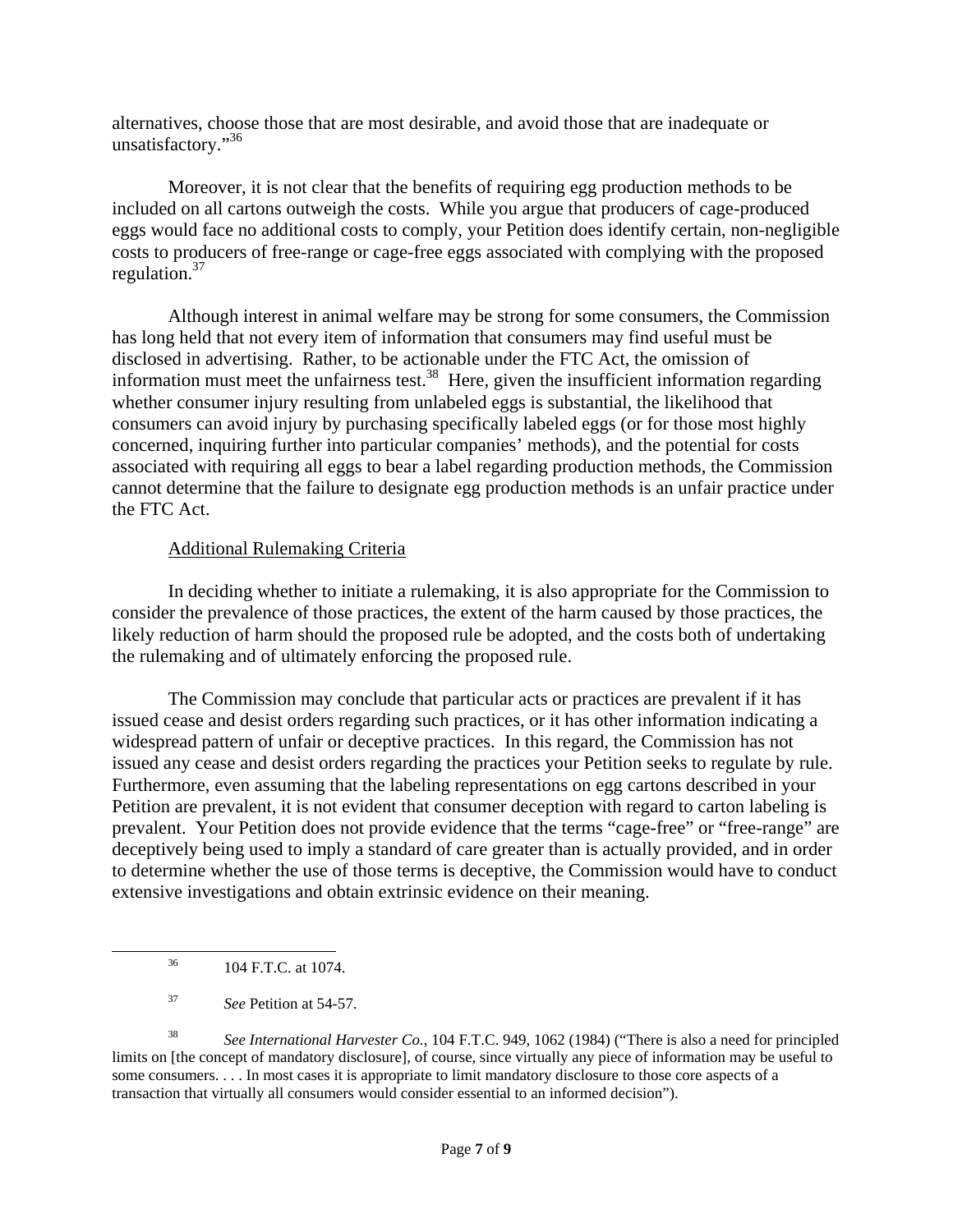alternatives, choose those that are most desirable, and avoid those that are inadequate or unsatisfactory."[36]

Moreover, it is not clear that the benefits of requiring egg production methods to be included on all cartons outweigh the costs. While you argue that producers of cage-produced eggs would face no additional costs to comply, your Petition does identify certain, non-negligible costs to producers of free-range or cage-free eggs associated with complying with the proposed regulation.[37]

Although interest in animal welfare may be strong for some consumers, the Commission has long held that not every item of information that consumers may find useful must be disclosed in advertising. Rather, to be actionable under the FTC Act, the omission of information must meet the unfairness test.[38] Here, given the insufficient information regarding whether consumer injury resulting from unlabeled eggs is substantial, the likelihood that consumers can avoid injury by purchasing specifically labeled eggs (or for those most highly concerned, inquiring further into particular companies' methods), and the potential for costs associated with requiring all eggs to bear a label regarding production methods, the Commission cannot determine that the failure to designate egg production methods is an unfair practice under the FTC Act.

Additional Rulemaking Criteria

In deciding whether to initiate a rulemaking, it is also appropriate for the Commission to consider the prevalence of those practices, the extent of the harm caused by those practices, the likely reduction of harm should the proposed rule be adopted, and the costs both of undertaking the rulemaking and of ultimately enforcing the proposed rule.

The Commission may conclude that particular acts or practices are prevalent if it has issued cease and desist orders regarding such practices, or it has other information indicating a widespread pattern of unfair or deceptive practices. In this regard, the Commission has not issued any cease and desist orders regarding the practices your Petition seeks to regulate by rule. Furthermore, even assuming that the labeling representations on egg cartons described in your Petition are prevalent, it is not evident that consumer deception with regard to carton labeling is prevalent. Your Petition does not provide evidence that the terms "cage-free" or "free-range" are deceptively being used to imply a standard of care greater than is actually provided, and in order to determine whether the use of those terms is deceptive, the Commission would have to conduct extensive investigations and obtain extrinsic evidence on their meaning.

---

[36] 104 F.T.C. at 1074.

[37] *See* Petition at 54-57.

[38] *See International Harvester Co.*, 104 F.T.C. 949, 1062 (1984) ("There is also a need for principled limits on [the concept of mandatory disclosure], of course, since virtually any piece of information may be useful to some consumers. . . . In most cases it is appropriate to limit mandatory disclosure to those core aspects of a transaction that virtually all consumers would consider essential to an informed decision").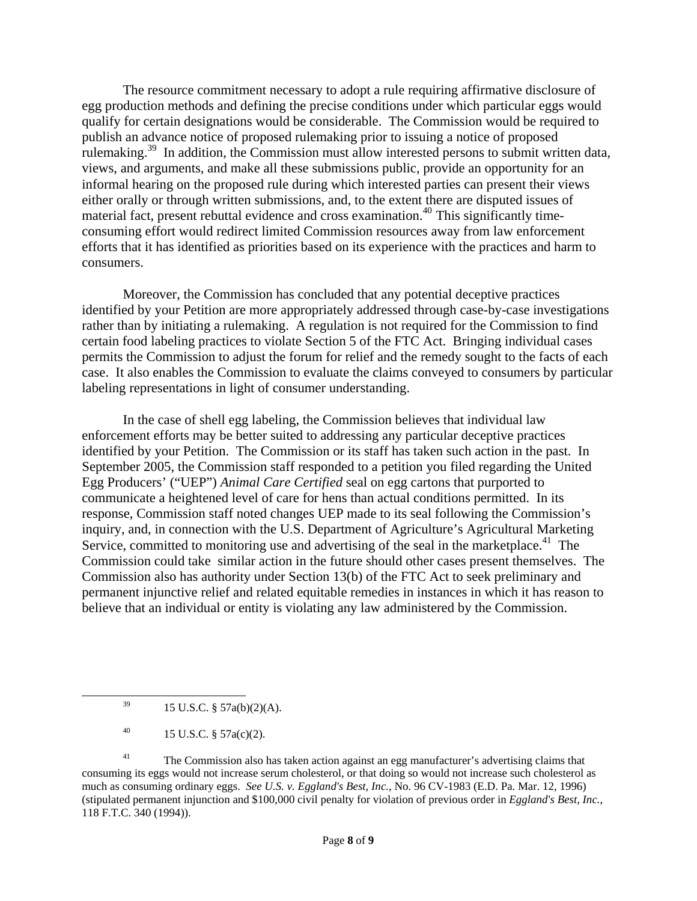The resource commitment necessary to adopt a rule requiring affirmative disclosure of egg production methods and defining the precise conditions under which particular eggs would qualify for certain designations would be considerable. The Commission would be required to publish an advance notice of proposed rulemaking prior to issuing a notice of proposed rulemaking.[39] In addition, the Commission must allow interested persons to submit written data, views, and arguments, and make all these submissions public, provide an opportunity for an informal hearing on the proposed rule during which interested parties can present their views either orally or through written submissions, and, to the extent there are disputed issues of material fact, present rebuttal evidence and cross examination.[40] This significantly time-consuming effort would redirect limited Commission resources away from law enforcement efforts that it has identified as priorities based on its experience with the practices and harm to consumers.

Moreover, the Commission has concluded that any potential deceptive practices identified by your Petition are more appropriately addressed through case-by-case investigations rather than by initiating a rulemaking. A regulation is not required for the Commission to find certain food labeling practices to violate Section 5 of the FTC Act. Bringing individual cases permits the Commission to adjust the forum for relief and the remedy sought to the facts of each case. It also enables the Commission to evaluate the claims conveyed to consumers by particular labeling representations in light of consumer understanding.

In the case of shell egg labeling, the Commission believes that individual law enforcement efforts may be better suited to addressing any particular deceptive practices identified by your Petition. The Commission or its staff has taken such action in the past. In September 2005, the Commission staff responded to a petition you filed regarding the United Egg Producers' ("UEP") *Animal Care Certified* seal on egg cartons that purported to communicate a heightened level of care for hens than actual conditions permitted. In its response, Commission staff noted changes UEP made to its seal following the Commission's inquiry, and, in connection with the U.S. Department of Agriculture's Agricultural Marketing Service, committed to monitoring use and advertising of the seal in the marketplace.[41] The Commission could take similar action in the future should other cases present themselves. The Commission also has authority under Section 13(b) of the FTC Act to seek preliminary and permanent injunctive relief and related equitable remedies in instances in which it has reason to believe that an individual or entity is violating any law administered by the Commission.

---

[39] 15 U.S.C. § 57a(b)(2)(A).

[40] 15 U.S.C. § 57a(c)(2).

[41] The Commission also has taken action against an egg manufacturer's advertising claims that consuming its eggs would not increase serum cholesterol, or that doing so would not increase such cholesterol as much as consuming ordinary eggs. *See U.S. v. Eggland's Best, Inc.*, No. 96 CV-1983 (E.D. Pa. Mar. 12, 1996) (stipulated permanent injunction and $100,000 civil penalty for violation of previous order in *Eggland's Best, Inc.*, 118 F.T.C. 340 (1994)).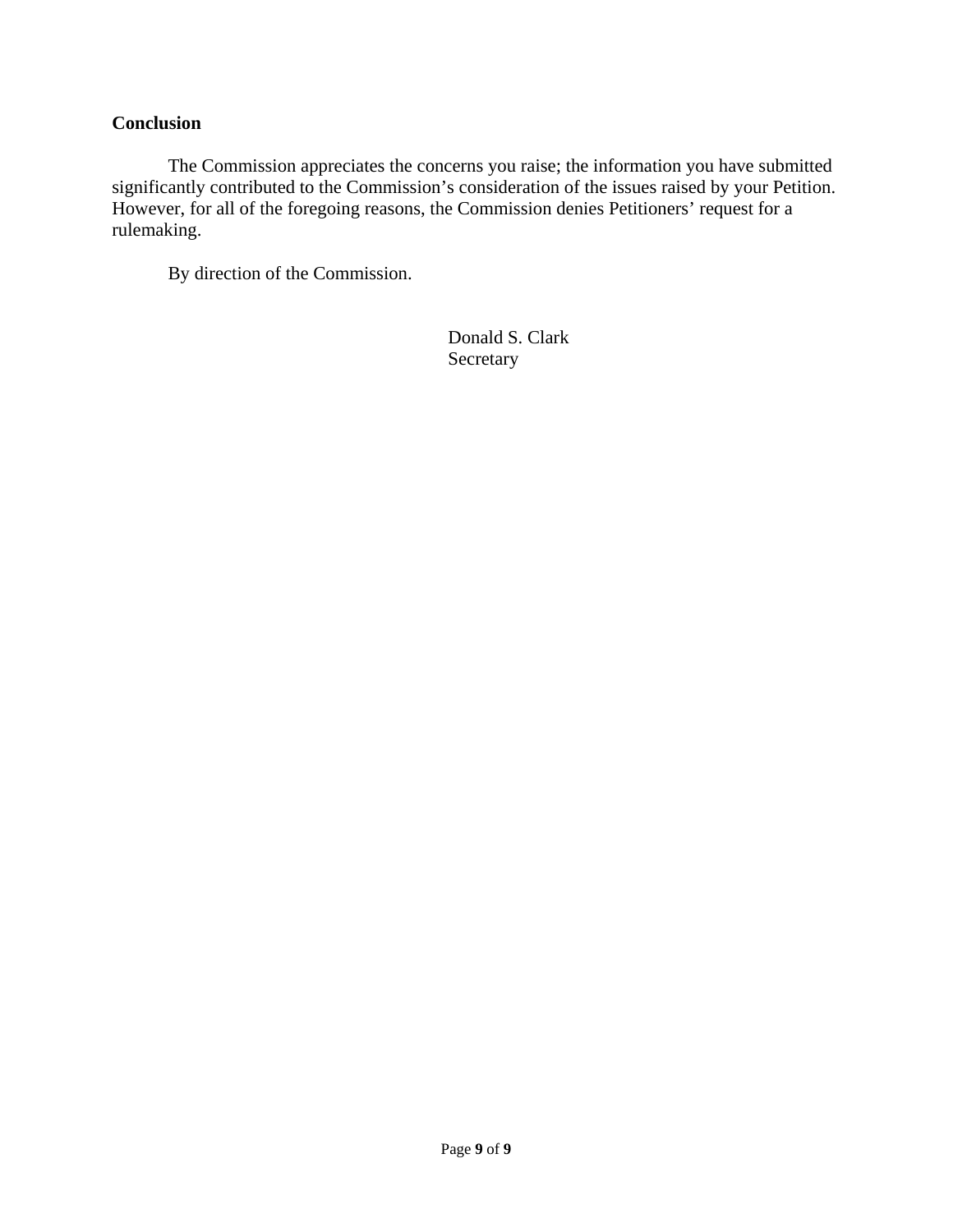**Conclusion**

The Commission appreciates the concerns you raise; the information you have submitted significantly contributed to the Commission's consideration of the issues raised by your Petition. However, for all of the foregoing reasons, the Commission denies Petitioners' request for a rulemaking.

By direction of the Commission.

Donald S. Clark
Secretary